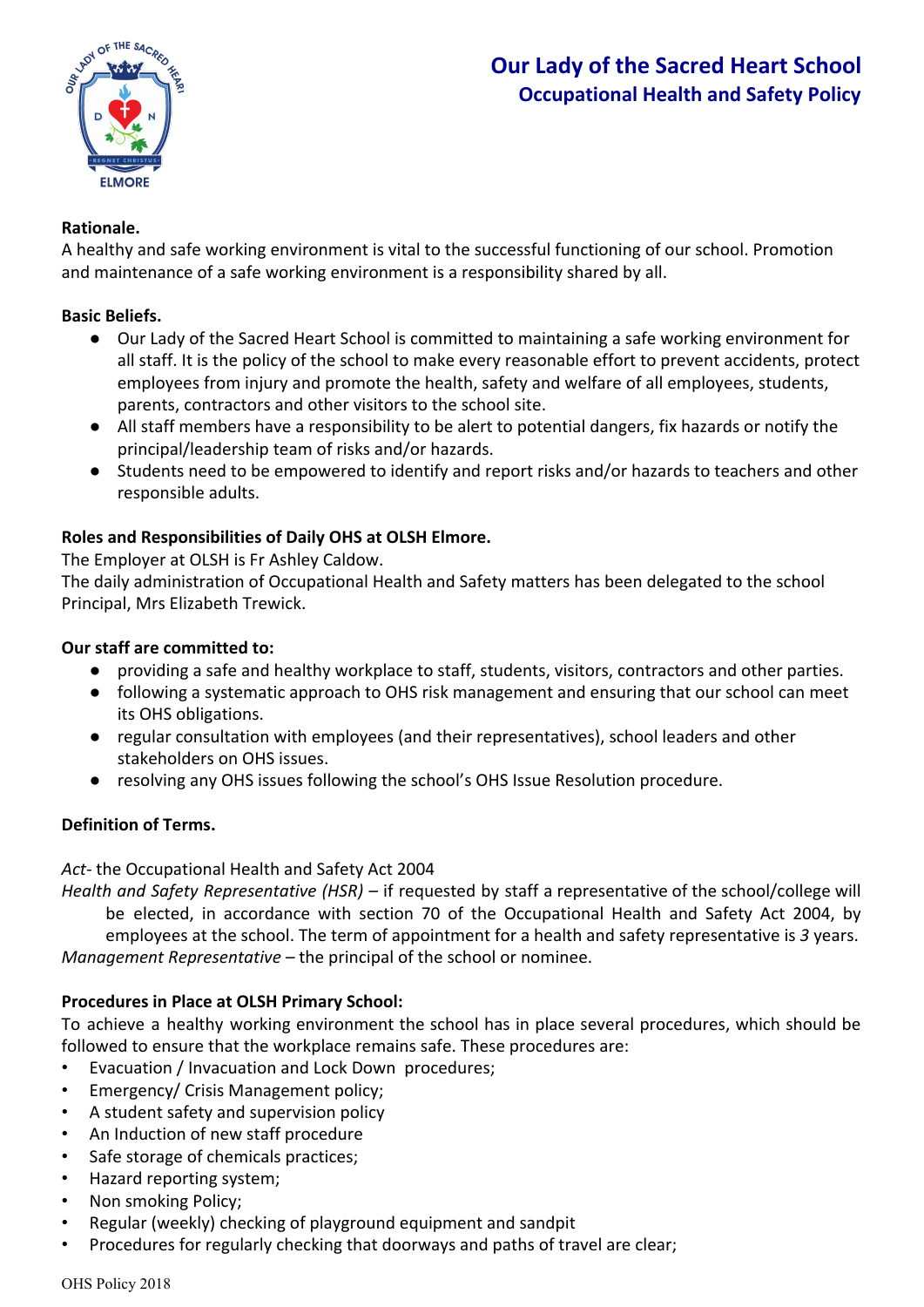# Our Lady of the Sacred Heart School
## Occupational Health and Safety Policy

**Rationale.**
A healthy and safe working environment is vital to the successful functioning of our school. Promotion and maintenance of a safe working environment is a responsibility shared by all.

**Basic Beliefs.**

- Our Lady of the Sacred Heart School is committed to maintaining a safe working environment for all staff. It is the policy of the school to make every reasonable effort to prevent accidents, protect employees from injury and promote the health, safety and welfare of all employees, students, parents, contractors and other visitors to the school site.
- All staff members have a responsibility to be alert to potential dangers, fix hazards or notify the principal/leadership team of risks and/or hazards.
- Students need to be empowered to identify and report risks and/or hazards to teachers and other responsible adults.

**Roles and Responsibilities of Daily OHS at OLSH Elmore.**
The Employer at OLSH is Fr Ashley Caldow.
The daily administration of Occupational Health and Safety matters has been delegated to the school Principal, Mrs Elizabeth Trewick.

**Our staff are committed to:**

- providing a safe and healthy workplace to staff, students, visitors, contractors and other parties.
- following a systematic approach to OHS risk management and ensuring that our school can meet its OHS obligations.
- regular consultation with employees (and their representatives), school leaders and other stakeholders on OHS issues.
- resolving any OHS issues following the school's OHS Issue Resolution procedure.

**Definition of Terms.**

*Act*- the Occupational Health and Safety Act 2004
*Health and Safety Representative (HSR)* – if requested by staff a representative of the school/college will be elected, in accordance with section 70 of the Occupational Health and Safety Act 2004, by employees at the school. The term of appointment for a health and safety representative is *3* years.
*Management Representative* – the principal of the school or nominee.

**Procedures in Place at OLSH Primary School:**
To achieve a healthy working environment the school has in place several procedures, which should be followed to ensure that the workplace remains safe. These procedures are:

- Evacuation / Invacuation and Lock Down procedures;
- Emergency/ Crisis Management policy;
- A student safety and supervision policy
- An Induction of new staff procedure
- Safe storage of chemicals practices;
- Hazard reporting system;
- Non smoking Policy;
- Regular (weekly) checking of playground equipment and sandpit
- Procedures for regularly checking that doorways and paths of travel are clear;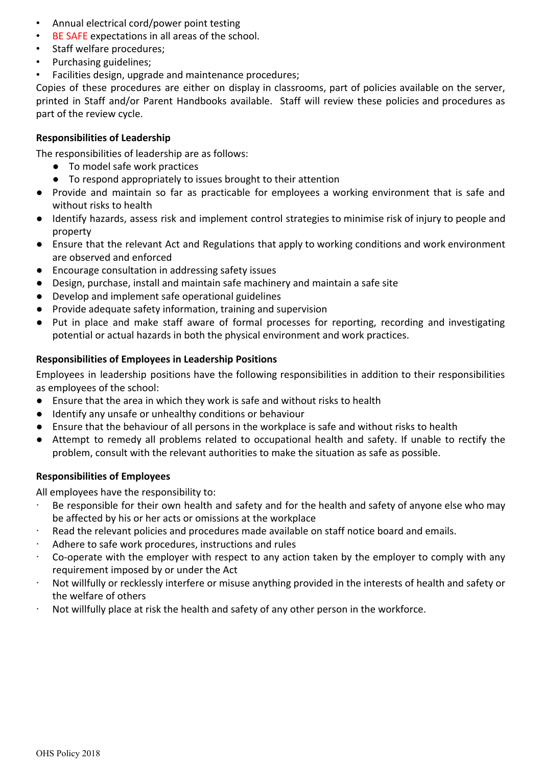- Annual electrical cord/power point testing
- BE SAFE expectations in all areas of the school.
- Staff welfare procedures;
- Purchasing guidelines;
- Facilities design, upgrade and maintenance procedures;

Copies of these procedures are either on display in classrooms, part of policies available on the server, printed in Staff and/or Parent Handbooks available. Staff will review these policies and procedures as part of the review cycle.

**Responsibilities of Leadership**

The responsibilities of leadership are as follows:

- To model safe work practices
- To respond appropriately to issues brought to their attention
- Provide and maintain so far as practicable for employees a working environment that is safe and without risks to health
- Identify hazards, assess risk and implement control strategies to minimise risk of injury to people and property
- Ensure that the relevant Act and Regulations that apply to working conditions and work environment are observed and enforced
- Encourage consultation in addressing safety issues
- Design, purchase, install and maintain safe machinery and maintain a safe site
- Develop and implement safe operational guidelines
- Provide adequate safety information, training and supervision
- Put in place and make staff aware of formal processes for reporting, recording and investigating potential or actual hazards in both the physical environment and work practices.

**Responsibilities of Employees in Leadership Positions**

Employees in leadership positions have the following responsibilities in addition to their responsibilities as employees of the school:

- Ensure that the area in which they work is safe and without risks to health
- Identify any unsafe or unhealthy conditions or behaviour
- Ensure that the behaviour of all persons in the workplace is safe and without risks to health
- Attempt to remedy all problems related to occupational health and safety. If unable to rectify the problem, consult with the relevant authorities to make the situation as safe as possible.

**Responsibilities of Employees**

All employees have the responsibility to:

- Be responsible for their own health and safety and for the health and safety of anyone else who may be affected by his or her acts or omissions at the workplace
- Read the relevant policies and procedures made available on staff notice board and emails.
- Adhere to safe work procedures, instructions and rules
- Co-operate with the employer with respect to any action taken by the employer to comply with any requirement imposed by or under the Act
- Not willfully or recklessly interfere or misuse anything provided in the interests of health and safety or the welfare of others
- Not willfully place at risk the health and safety of any other person in the workforce.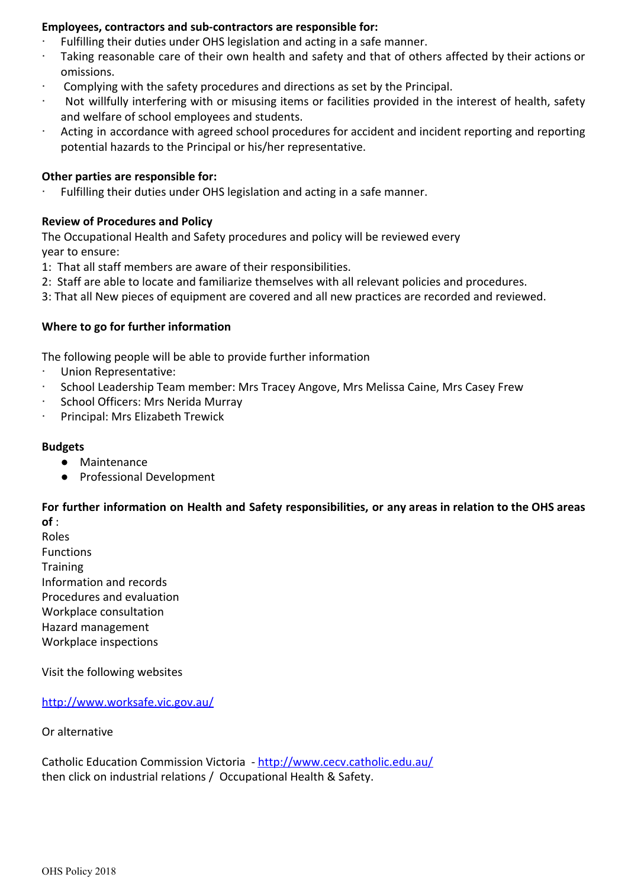**Employees, contractors and sub-contractors are responsible for:**

- Fulfilling their duties under OHS legislation and acting in a safe manner.
- Taking reasonable care of their own health and safety and that of others affected by their actions or omissions.
- Complying with the safety procedures and directions as set by the Principal.
- Not willfully interfering with or misusing items or facilities provided in the interest of health, safety and welfare of school employees and students.
- Acting in accordance with agreed school procedures for accident and incident reporting and reporting potential hazards to the Principal or his/her representative.

**Other parties are responsible for:**

- Fulfilling their duties under OHS legislation and acting in a safe manner.

**Review of Procedures and Policy**

The Occupational Health and Safety procedures and policy will be reviewed every year to ensure:

1: That all staff members are aware of their responsibilities.

2: Staff are able to locate and familiarize themselves with all relevant policies and procedures.

3: That all New pieces of equipment are covered and all new practices are recorded and reviewed.

**Where to go for further information**

The following people will be able to provide further information

- Union Representative:
- School Leadership Team member: Mrs Tracey Angove, Mrs Melissa Caine, Mrs Casey Frew
- School Officers: Mrs Nerida Murray
- Principal: Mrs Elizabeth Trewick

**Budgets**

- Maintenance
- Professional Development

**For further information on Health and Safety responsibilities, or any areas in relation to the OHS areas of** :

Roles
Functions
Training
Information and records
Procedures and evaluation
Workplace consultation
Hazard management
Workplace inspections

Visit the following websites

http://www.worksafe.vic.gov.au/

Or alternative

Catholic Education Commission Victoria - http://www.cecv.catholic.edu.au/
then click on industrial relations / Occupational Health & Safety.